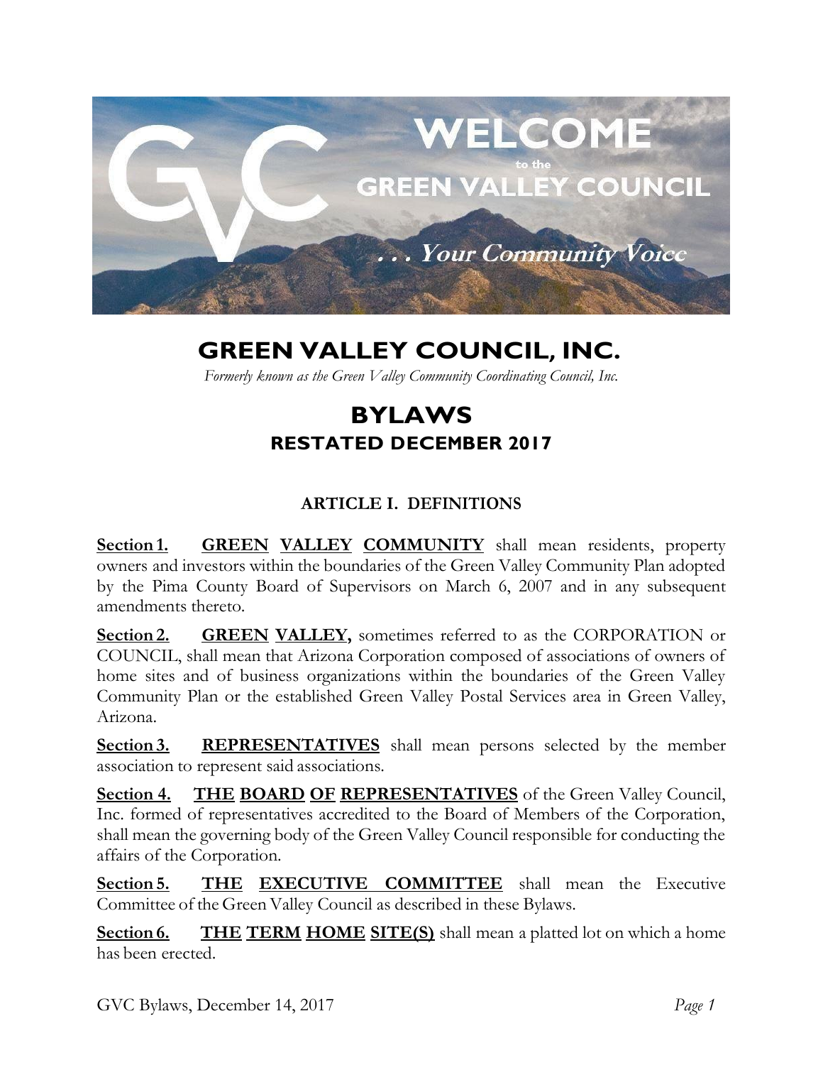# GREEN VALLEY COUNCIL, INC.

*Formerly known as the Green Valley Community Coordinating Council, Inc.*

# BYLAWS

## RESTATED DECEMBER 2017

### ARTICLE I. DEFINITIONS

**Section 1.** **GREEN VALLEY COMMUNITY** shall mean residents, property owners and investors within the boundaries of the Green Valley Community Plan adopted by the Pima County Board of Supervisors on March 6, 2007 and in any subsequent amendments thereto.

**Section 2.** **GREEN VALLEY,** sometimes referred to as the CORPORATION or COUNCIL, shall mean that Arizona Corporation composed of associations of owners of home sites and of business organizations within the boundaries of the Green Valley Community Plan or the established Green Valley Postal Services area in Green Valley, Arizona.

**Section 3.** **REPRESENTATIVES** shall mean persons selected by the member association to represent said associations.

**Section 4.** **THE BOARD OF REPRESENTATIVES** of the Green Valley Council, Inc. formed of representatives accredited to the Board of Members of the Corporation, shall mean the governing body of the Green Valley Council responsible for conducting the affairs of the Corporation.

**Section 5.** **THE EXECUTIVE COMMITTEE** shall mean the Executive Committee of the Green Valley Council as described in these Bylaws.

**Section 6.** **THE TERM HOME SITE(S)** shall mean a platted lot on which a home has been erected.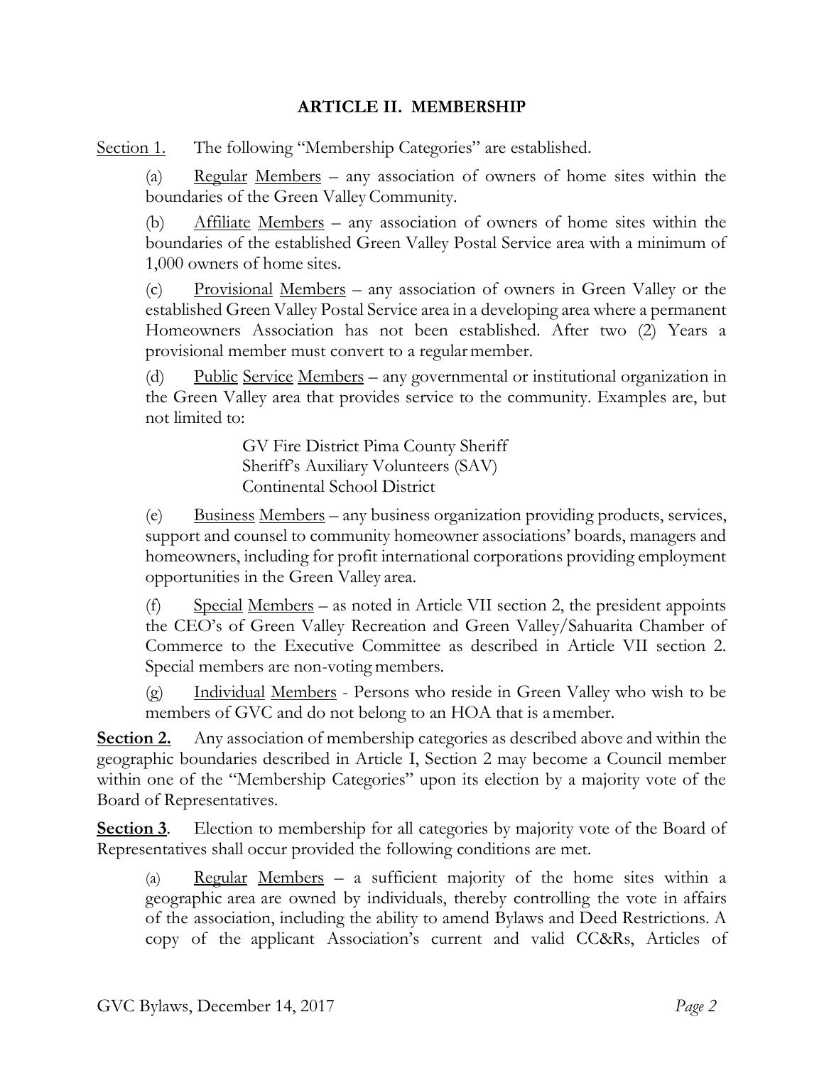## ARTICLE II. MEMBERSHIP

Section 1. The following "Membership Categories" are established.

(a) Regular Members – any association of owners of home sites within the boundaries of the Green Valley Community.

(b) Affiliate Members – any association of owners of home sites within the boundaries of the established Green Valley Postal Service area with a minimum of 1,000 owners of home sites.

(c) Provisional Members – any association of owners in Green Valley or the established Green Valley Postal Service area in a developing area where a permanent Homeowners Association has not been established. After two (2) Years a provisional member must convert to a regular member.

(d) Public Service Members – any governmental or institutional organization in the Green Valley area that provides service to the community. Examples are, but not limited to:

GV Fire District Pima County Sheriff
Sheriff's Auxiliary Volunteers (SAV)
Continental School District

(e) Business Members – any business organization providing products, services, support and counsel to community homeowner associations' boards, managers and homeowners, including for profit international corporations providing employment opportunities in the Green Valley area.

(f) Special Members – as noted in Article VII section 2, the president appoints the CEO's of Green Valley Recreation and Green Valley/Sahuarita Chamber of Commerce to the Executive Committee as described in Article VII section 2. Special members are non-voting members.

(g) Individual Members - Persons who reside in Green Valley who wish to be members of GVC and do not belong to an HOA that is a member.

**Section 2.** Any association of membership categories as described above and within the geographic boundaries described in Article I, Section 2 may become a Council member within one of the "Membership Categories" upon its election by a majority vote of the Board of Representatives.

**Section 3**. Election to membership for all categories by majority vote of the Board of Representatives shall occur provided the following conditions are met.

(a) Regular Members – a sufficient majority of the home sites within a geographic area are owned by individuals, thereby controlling the vote in affairs of the association, including the ability to amend Bylaws and Deed Restrictions. A copy of the applicant Association's current and valid CC&Rs, Articles of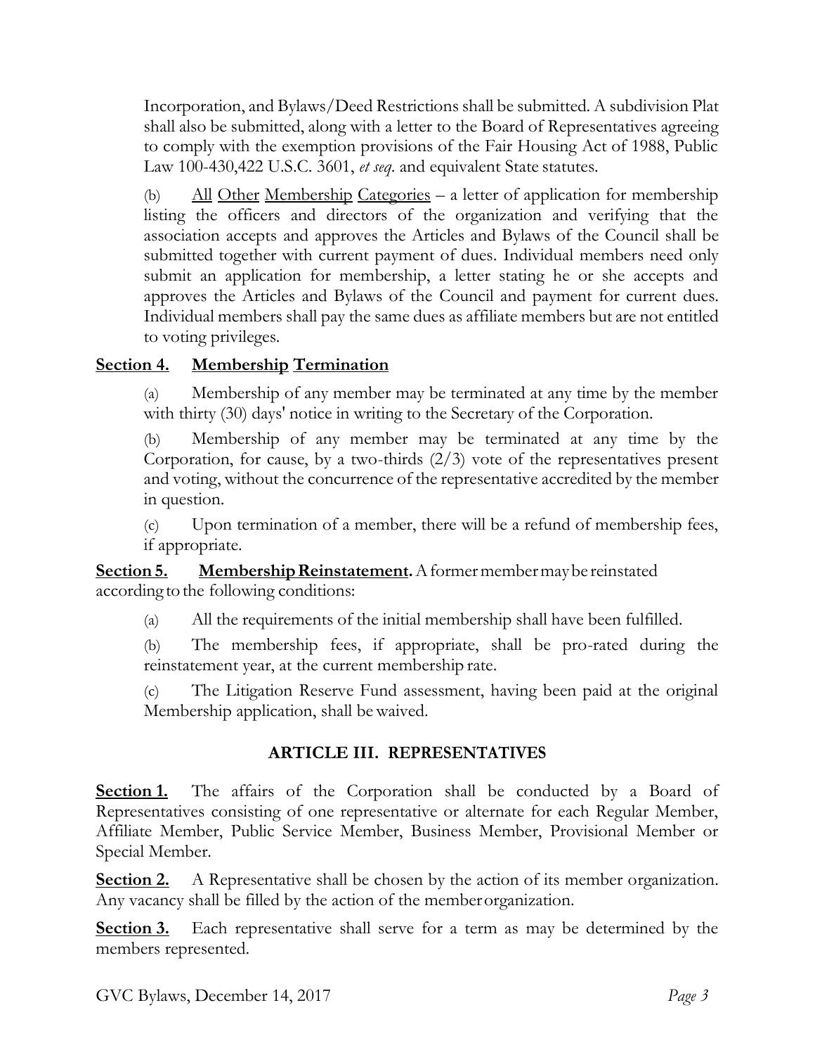Incorporation, and Bylaws/Deed Restrictions shall be submitted. A subdivision Plat shall also be submitted, along with a letter to the Board of Representatives agreeing to comply with the exemption provisions of the Fair Housing Act of 1988, Public Law 100-430,422 U.S.C. 3601, *et seq.* and equivalent State statutes.

(b) All Other Membership Categories – a letter of application for membership listing the officers and directors of the organization and verifying that the association accepts and approves the Articles and Bylaws of the Council shall be submitted together with current payment of dues. Individual members need only submit an application for membership, a letter stating he or she accepts and approves the Articles and Bylaws of the Council and payment for current dues. Individual members shall pay the same dues as affiliate members but are not entitled to voting privileges.

**Section 4. Membership Termination**

(a) Membership of any member may be terminated at any time by the member with thirty (30) days' notice in writing to the Secretary of the Corporation.

(b) Membership of any member may be terminated at any time by the Corporation, for cause, by a two-thirds (2/3) vote of the representatives present and voting, without the concurrence of the representative accredited by the member in question.

(c) Upon termination of a member, there will be a refund of membership fees, if appropriate.

**Section 5. Membership Reinstatement.** A former member may be reinstated according to the following conditions:

(a) All the requirements of the initial membership shall have been fulfilled.

(b) The membership fees, if appropriate, shall be pro-rated during the reinstatement year, at the current membership rate.

(c) The Litigation Reserve Fund assessment, having been paid at the original Membership application, shall be waived.

## ARTICLE III. REPRESENTATIVES

**Section 1.** The affairs of the Corporation shall be conducted by a Board of Representatives consisting of one representative or alternate for each Regular Member, Affiliate Member, Public Service Member, Business Member, Provisional Member or Special Member.

**Section 2.** A Representative shall be chosen by the action of its member organization. Any vacancy shall be filled by the action of the member organization.

**Section 3.** Each representative shall serve for a term as may be determined by the members represented.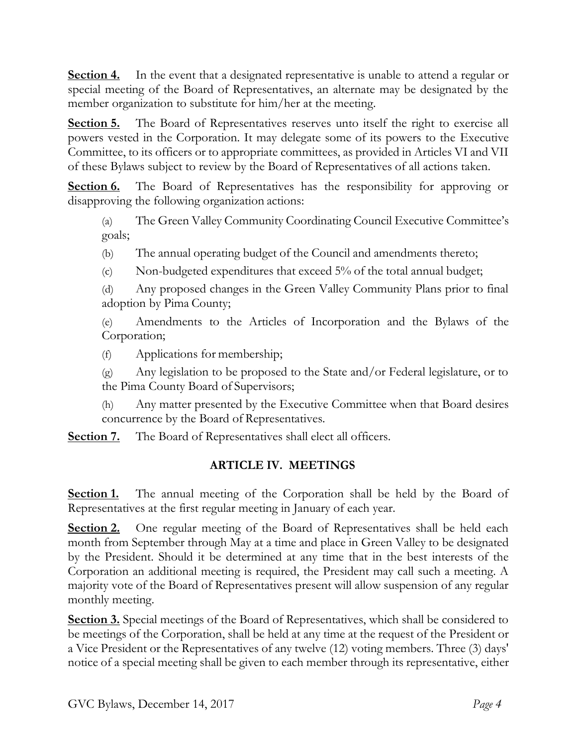**Section 4.** In the event that a designated representative is unable to attend a regular or special meeting of the Board of Representatives, an alternate may be designated by the member organization to substitute for him/her at the meeting.

**Section 5.** The Board of Representatives reserves unto itself the right to exercise all powers vested in the Corporation. It may delegate some of its powers to the Executive Committee, to its officers or to appropriate committees, as provided in Articles VI and VII of these Bylaws subject to review by the Board of Representatives of all actions taken.

**Section 6.** The Board of Representatives has the responsibility for approving or disapproving the following organization actions:

(a) The Green Valley Community Coordinating Council Executive Committee's goals;

(b) The annual operating budget of the Council and amendments thereto;

(c) Non-budgeted expenditures that exceed 5% of the total annual budget;

(d) Any proposed changes in the Green Valley Community Plans prior to final adoption by Pima County;

(e) Amendments to the Articles of Incorporation and the Bylaws of the Corporation;

(f) Applications for membership;

(g) Any legislation to be proposed to the State and/or Federal legislature, or to the Pima County Board of Supervisors;

(h) Any matter presented by the Executive Committee when that Board desires concurrence by the Board of Representatives.

**Section 7.** The Board of Representatives shall elect all officers.

## ARTICLE IV. MEETINGS

**Section 1.** The annual meeting of the Corporation shall be held by the Board of Representatives at the first regular meeting in January of each year.

**Section 2.** One regular meeting of the Board of Representatives shall be held each month from September through May at a time and place in Green Valley to be designated by the President. Should it be determined at any time that in the best interests of the Corporation an additional meeting is required, the President may call such a meeting. A majority vote of the Board of Representatives present will allow suspension of any regular monthly meeting.

**Section 3.** Special meetings of the Board of Representatives, which shall be considered to be meetings of the Corporation, shall be held at any time at the request of the President or a Vice President or the Representatives of any twelve (12) voting members. Three (3) days' notice of a special meeting shall be given to each member through its representative, either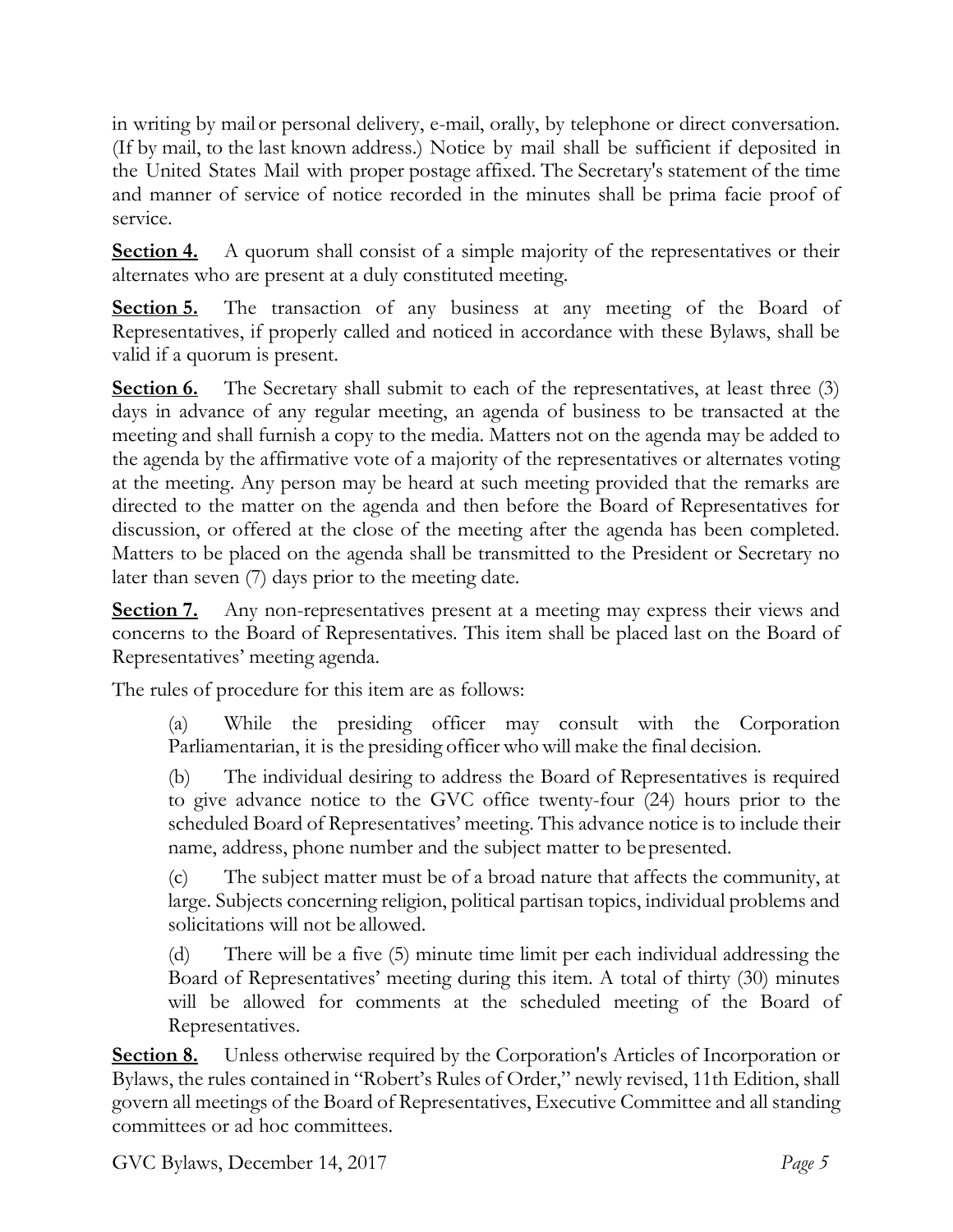in writing by mail or personal delivery, e-mail, orally, by telephone or direct conversation. (If by mail, to the last known address.) Notice by mail shall be sufficient if deposited in the United States Mail with proper postage affixed. The Secretary's statement of the time and manner of service of notice recorded in the minutes shall be prima facie proof of service.

**Section 4.** A quorum shall consist of a simple majority of the representatives or their alternates who are present at a duly constituted meeting.

**Section 5.** The transaction of any business at any meeting of the Board of Representatives, if properly called and noticed in accordance with these Bylaws, shall be valid if a quorum is present.

**Section 6.** The Secretary shall submit to each of the representatives, at least three (3) days in advance of any regular meeting, an agenda of business to be transacted at the meeting and shall furnish a copy to the media. Matters not on the agenda may be added to the agenda by the affirmative vote of a majority of the representatives or alternates voting at the meeting. Any person may be heard at such meeting provided that the remarks are directed to the matter on the agenda and then before the Board of Representatives for discussion, or offered at the close of the meeting after the agenda has been completed. Matters to be placed on the agenda shall be transmitted to the President or Secretary no later than seven (7) days prior to the meeting date.

**Section 7.** Any non-representatives present at a meeting may express their views and concerns to the Board of Representatives. This item shall be placed last on the Board of Representatives' meeting agenda.

The rules of procedure for this item are as follows:

(a) While the presiding officer may consult with the Corporation Parliamentarian, it is the presiding officer who will make the final decision.

(b) The individual desiring to address the Board of Representatives is required to give advance notice to the GVC office twenty-four (24) hours prior to the scheduled Board of Representatives' meeting. This advance notice is to include their name, address, phone number and the subject matter to be presented.

(c) The subject matter must be of a broad nature that affects the community, at large. Subjects concerning religion, political partisan topics, individual problems and solicitations will not be allowed.

(d) There will be a five (5) minute time limit per each individual addressing the Board of Representatives' meeting during this item. A total of thirty (30) minutes will be allowed for comments at the scheduled meeting of the Board of Representatives.

**Section 8.** Unless otherwise required by the Corporation's Articles of Incorporation or Bylaws, the rules contained in "Robert's Rules of Order," newly revised, 11th Edition, shall govern all meetings of the Board of Representatives, Executive Committee and all standing committees or ad hoc committees.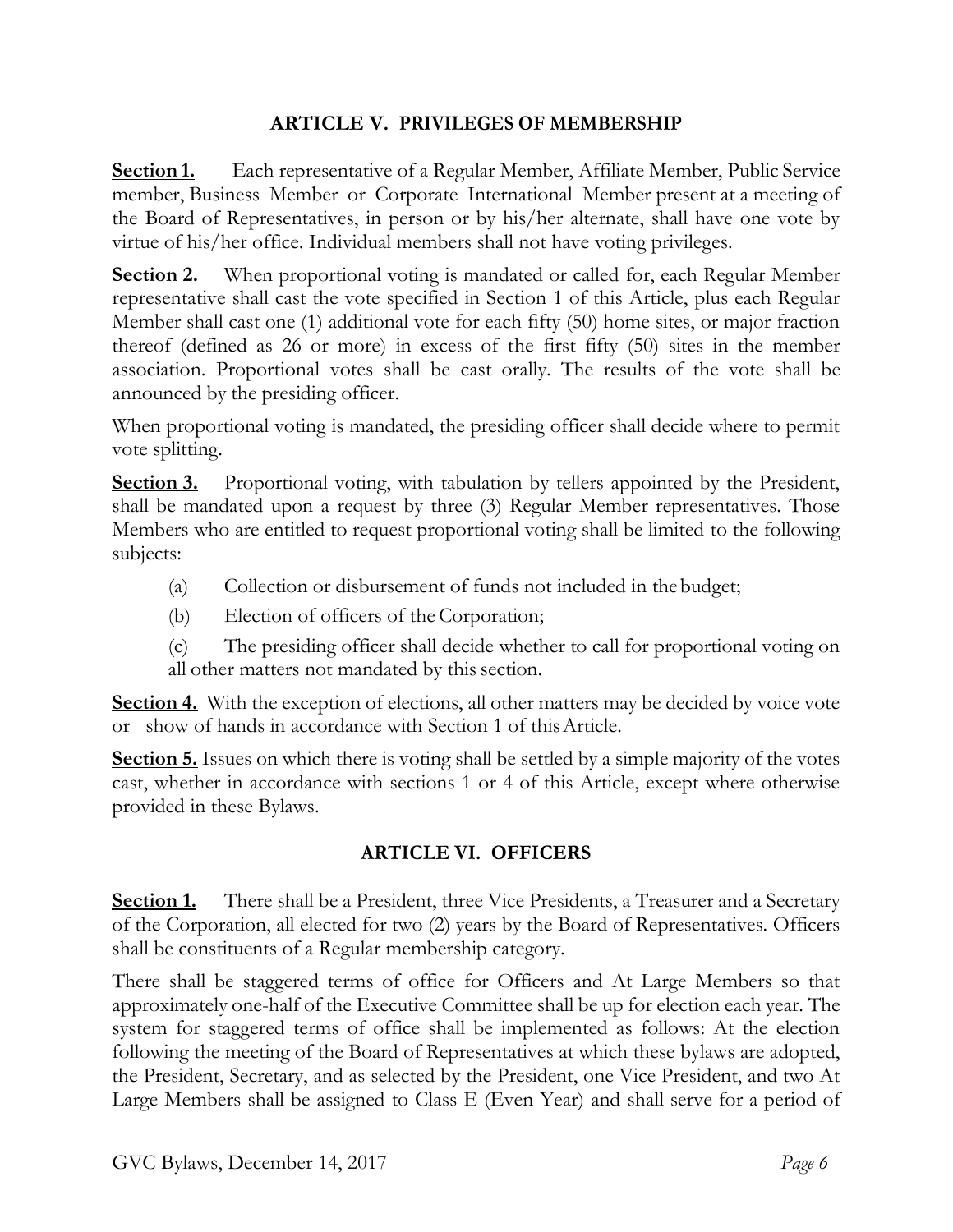## ARTICLE V. PRIVILEGES OF MEMBERSHIP

**Section 1.** Each representative of a Regular Member, Affiliate Member, Public Service member, Business Member or Corporate International Member present at a meeting of the Board of Representatives, in person or by his/her alternate, shall have one vote by virtue of his/her office. Individual members shall not have voting privileges.

**Section 2.** When proportional voting is mandated or called for, each Regular Member representative shall cast the vote specified in Section 1 of this Article, plus each Regular Member shall cast one (1) additional vote for each fifty (50) home sites, or major fraction thereof (defined as 26 or more) in excess of the first fifty (50) sites in the member association. Proportional votes shall be cast orally. The results of the vote shall be announced by the presiding officer.

When proportional voting is mandated, the presiding officer shall decide where to permit vote splitting.

**Section 3.** Proportional voting, with tabulation by tellers appointed by the President, shall be mandated upon a request by three (3) Regular Member representatives. Those Members who are entitled to request proportional voting shall be limited to the following subjects:

(a) Collection or disbursement of funds not included in the budget;

(b) Election of officers of the Corporation;

(c) The presiding officer shall decide whether to call for proportional voting on all other matters not mandated by this section.

**Section 4.** With the exception of elections, all other matters may be decided by voice vote or show of hands in accordance with Section 1 of this Article.

**Section 5.** Issues on which there is voting shall be settled by a simple majority of the votes cast, whether in accordance with sections 1 or 4 of this Article, except where otherwise provided in these Bylaws.

## ARTICLE VI. OFFICERS

**Section 1.** There shall be a President, three Vice Presidents, a Treasurer and a Secretary of the Corporation, all elected for two (2) years by the Board of Representatives. Officers shall be constituents of a Regular membership category.

There shall be staggered terms of office for Officers and At Large Members so that approximately one-half of the Executive Committee shall be up for election each year. The system for staggered terms of office shall be implemented as follows: At the election following the meeting of the Board of Representatives at which these bylaws are adopted, the President, Secretary, and as selected by the President, one Vice President, and two At Large Members shall be assigned to Class E (Even Year) and shall serve for a period of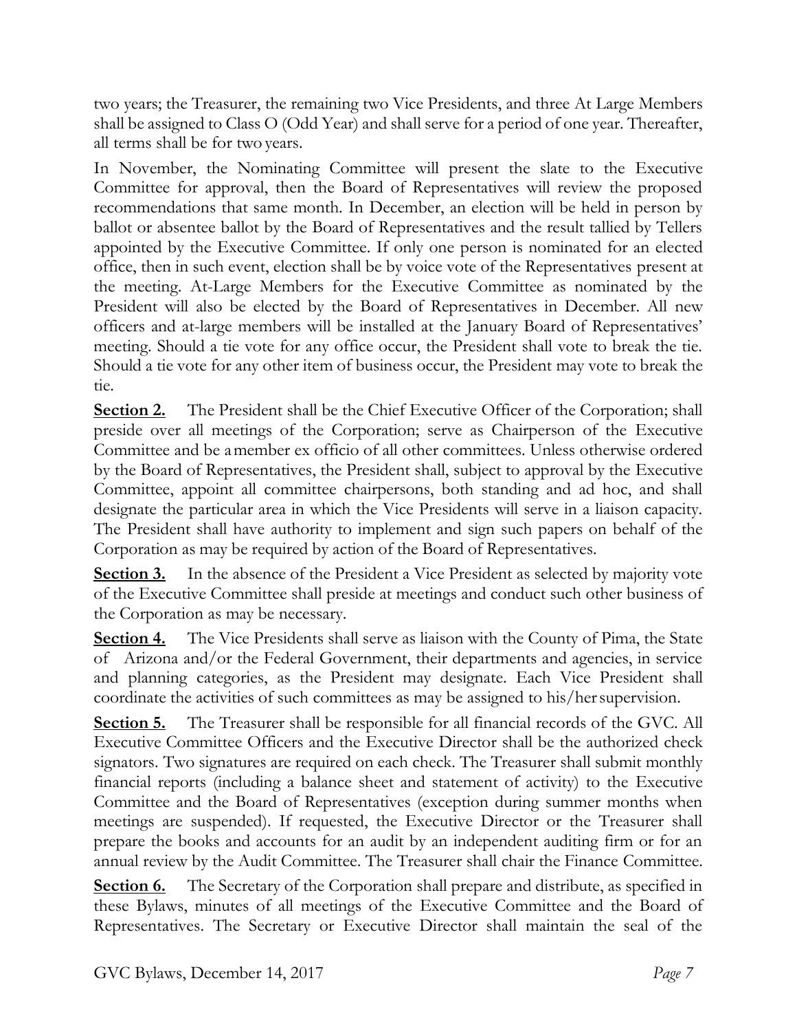two years; the Treasurer, the remaining two Vice Presidents, and three At Large Members shall be assigned to Class O (Odd Year) and shall serve for a period of one year. Thereafter, all terms shall be for two years.

In November, the Nominating Committee will present the slate to the Executive Committee for approval, then the Board of Representatives will review the proposed recommendations that same month. In December, an election will be held in person by ballot or absentee ballot by the Board of Representatives and the result tallied by Tellers appointed by the Executive Committee. If only one person is nominated for an elected office, then in such event, election shall be by voice vote of the Representatives present at the meeting. At-Large Members for the Executive Committee as nominated by the President will also be elected by the Board of Representatives in December. All new officers and at-large members will be installed at the January Board of Representatives' meeting. Should a tie vote for any office occur, the President shall vote to break the tie. Should a tie vote for any other item of business occur, the President may vote to break the tie.

**Section 2.** The President shall be the Chief Executive Officer of the Corporation; shall preside over all meetings of the Corporation; serve as Chairperson of the Executive Committee and be a member ex officio of all other committees. Unless otherwise ordered by the Board of Representatives, the President shall, subject to approval by the Executive Committee, appoint all committee chairpersons, both standing and ad hoc, and shall designate the particular area in which the Vice Presidents will serve in a liaison capacity. The President shall have authority to implement and sign such papers on behalf of the Corporation as may be required by action of the Board of Representatives.

**Section 3.** In the absence of the President a Vice President as selected by majority vote of the Executive Committee shall preside at meetings and conduct such other business of the Corporation as may be necessary.

**Section 4.** The Vice Presidents shall serve as liaison with the County of Pima, the State of Arizona and/or the Federal Government, their departments and agencies, in service and planning categories, as the President may designate. Each Vice President shall coordinate the activities of such committees as may be assigned to his/her supervision.

**Section 5.** The Treasurer shall be responsible for all financial records of the GVC. All Executive Committee Officers and the Executive Director shall be the authorized check signators. Two signatures are required on each check. The Treasurer shall submit monthly financial reports (including a balance sheet and statement of activity) to the Executive Committee and the Board of Representatives (exception during summer months when meetings are suspended). If requested, the Executive Director or the Treasurer shall prepare the books and accounts for an audit by an independent auditing firm or for an annual review by the Audit Committee. The Treasurer shall chair the Finance Committee.

**Section 6.** The Secretary of the Corporation shall prepare and distribute, as specified in these Bylaws, minutes of all meetings of the Executive Committee and the Board of Representatives. The Secretary or Executive Director shall maintain the seal of the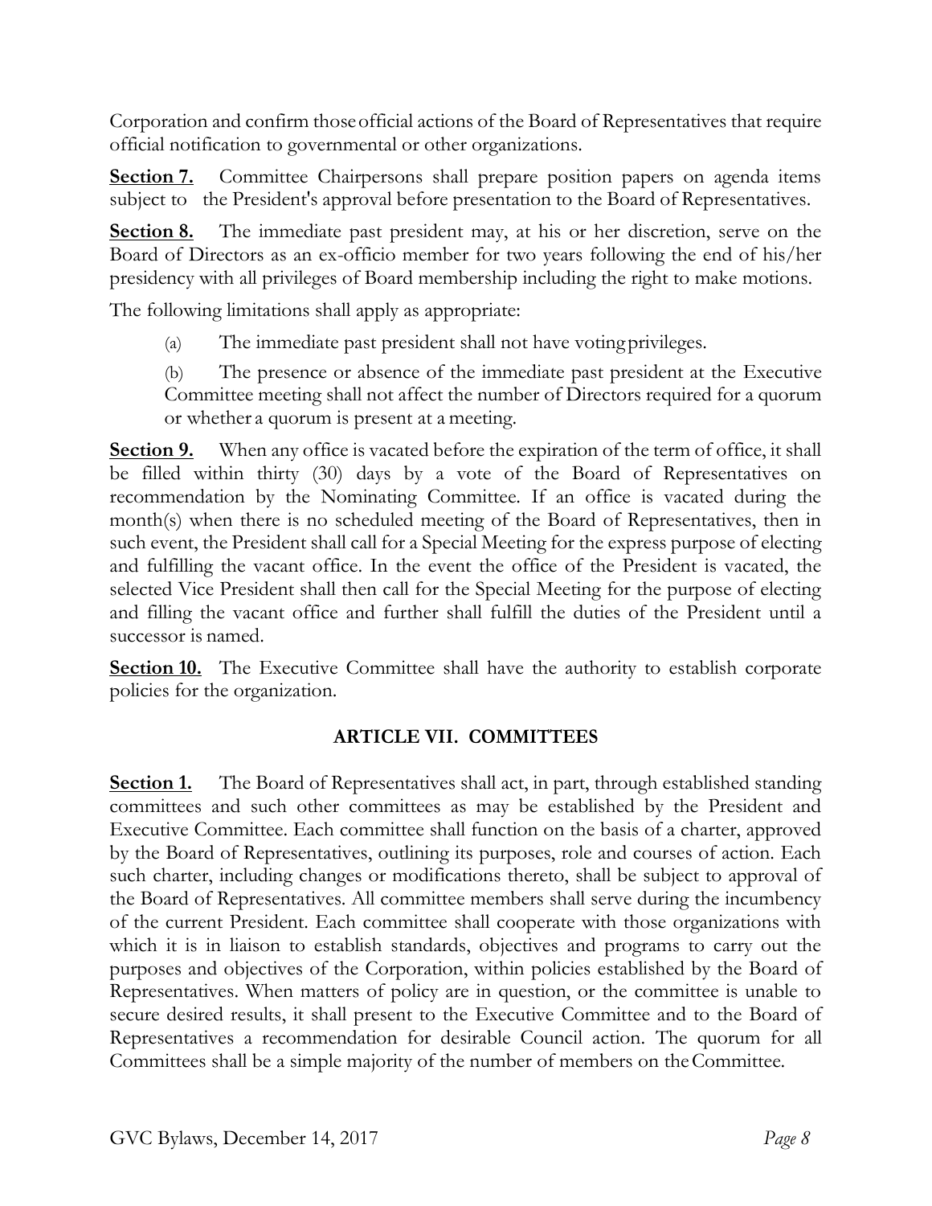Corporation and confirm those official actions of the Board of Representatives that require official notification to governmental or other organizations.

**Section 7.** Committee Chairpersons shall prepare position papers on agenda items subject to the President's approval before presentation to the Board of Representatives.

**Section 8.** The immediate past president may, at his or her discretion, serve on the Board of Directors as an ex-officio member for two years following the end of his/her presidency with all privileges of Board membership including the right to make motions.

The following limitations shall apply as appropriate:

(a) The immediate past president shall not have voting privileges.

(b) The presence or absence of the immediate past president at the Executive Committee meeting shall not affect the number of Directors required for a quorum or whether a quorum is present at a meeting.

**Section 9.** When any office is vacated before the expiration of the term of office, it shall be filled within thirty (30) days by a vote of the Board of Representatives on recommendation by the Nominating Committee. If an office is vacated during the month(s) when there is no scheduled meeting of the Board of Representatives, then in such event, the President shall call for a Special Meeting for the express purpose of electing and fulfilling the vacant office. In the event the office of the President is vacated, the selected Vice President shall then call for the Special Meeting for the purpose of electing and filling the vacant office and further shall fulfill the duties of the President until a successor is named.

**Section 10.** The Executive Committee shall have the authority to establish corporate policies for the organization.

## ARTICLE VII. COMMITTEES

**Section 1.** The Board of Representatives shall act, in part, through established standing committees and such other committees as may be established by the President and Executive Committee. Each committee shall function on the basis of a charter, approved by the Board of Representatives, outlining its purposes, role and courses of action. Each such charter, including changes or modifications thereto, shall be subject to approval of the Board of Representatives. All committee members shall serve during the incumbency of the current President. Each committee shall cooperate with those organizations with which it is in liaison to establish standards, objectives and programs to carry out the purposes and objectives of the Corporation, within policies established by the Board of Representatives. When matters of policy are in question, or the committee is unable to secure desired results, it shall present to the Executive Committee and to the Board of Representatives a recommendation for desirable Council action. The quorum for all Committees shall be a simple majority of the number of members on the Committee.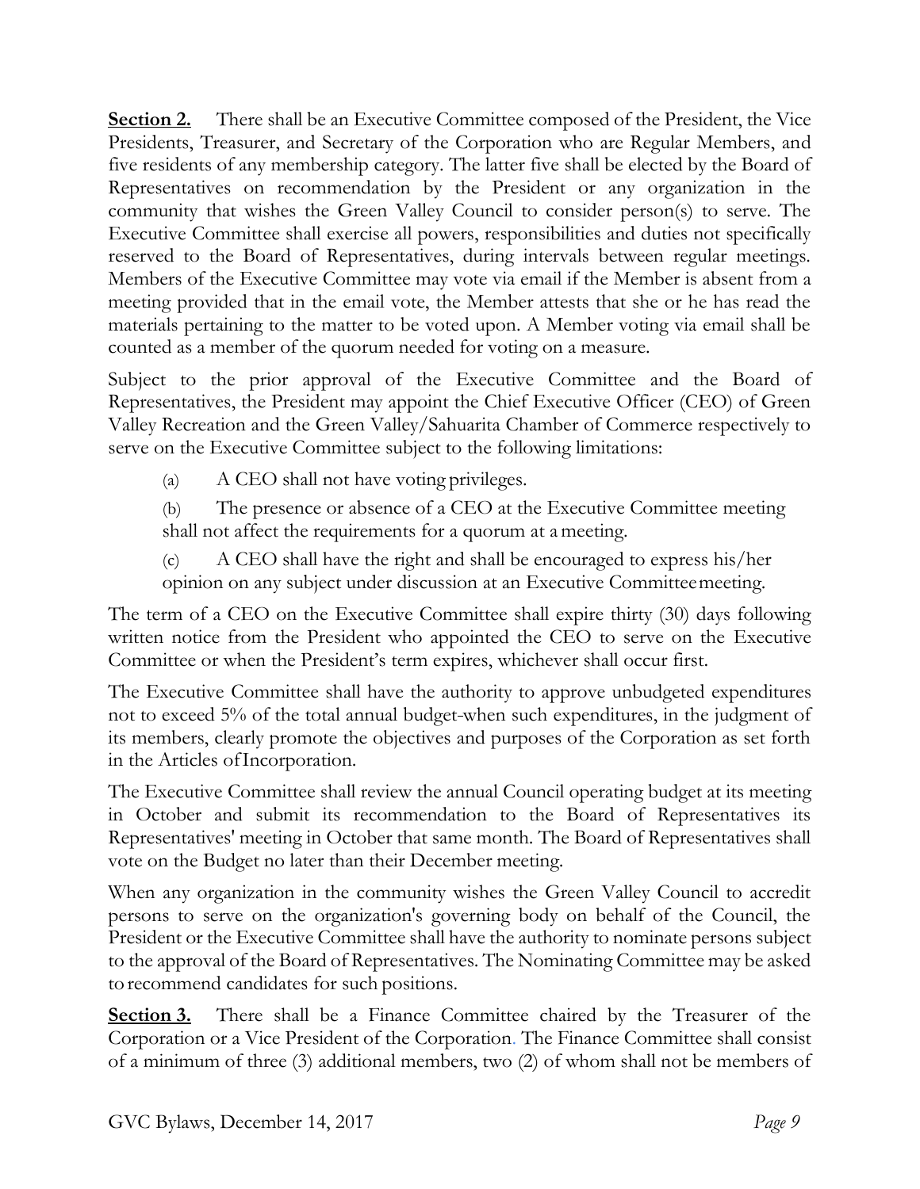**Section 2.** There shall be an Executive Committee composed of the President, the Vice Presidents, Treasurer, and Secretary of the Corporation who are Regular Members, and five residents of any membership category. The latter five shall be elected by the Board of Representatives on recommendation by the President or any organization in the community that wishes the Green Valley Council to consider person(s) to serve. The Executive Committee shall exercise all powers, responsibilities and duties not specifically reserved to the Board of Representatives, during intervals between regular meetings. Members of the Executive Committee may vote via email if the Member is absent from a meeting provided that in the email vote, the Member attests that she or he has read the materials pertaining to the matter to be voted upon. A Member voting via email shall be counted as a member of the quorum needed for voting on a measure.

Subject to the prior approval of the Executive Committee and the Board of Representatives, the President may appoint the Chief Executive Officer (CEO) of Green Valley Recreation and the Green Valley/Sahuarita Chamber of Commerce respectively to serve on the Executive Committee subject to the following limitations:

(a) A CEO shall not have voting privileges.

(b) The presence or absence of a CEO at the Executive Committee meeting shall not affect the requirements for a quorum at a meeting.

(c) A CEO shall have the right and shall be encouraged to express his/her opinion on any subject under discussion at an Executive Committee meeting.

The term of a CEO on the Executive Committee shall expire thirty (30) days following written notice from the President who appointed the CEO to serve on the Executive Committee or when the President's term expires, whichever shall occur first.

The Executive Committee shall have the authority to approve unbudgeted expenditures not to exceed 5% of the total annual budget-when such expenditures, in the judgment of its members, clearly promote the objectives and purposes of the Corporation as set forth in the Articles of Incorporation.

The Executive Committee shall review the annual Council operating budget at its meeting in October and submit its recommendation to the Board of Representatives its Representatives' meeting in October that same month. The Board of Representatives shall vote on the Budget no later than their December meeting.

When any organization in the community wishes the Green Valley Council to accredit persons to serve on the organization's governing body on behalf of the Council, the President or the Executive Committee shall have the authority to nominate persons subject to the approval of the Board of Representatives. The Nominating Committee may be asked to recommend candidates for such positions.

**Section 3.** There shall be a Finance Committee chaired by the Treasurer of the Corporation or a Vice President of the Corporation. The Finance Committee shall consist of a minimum of three (3) additional members, two (2) of whom shall not be members of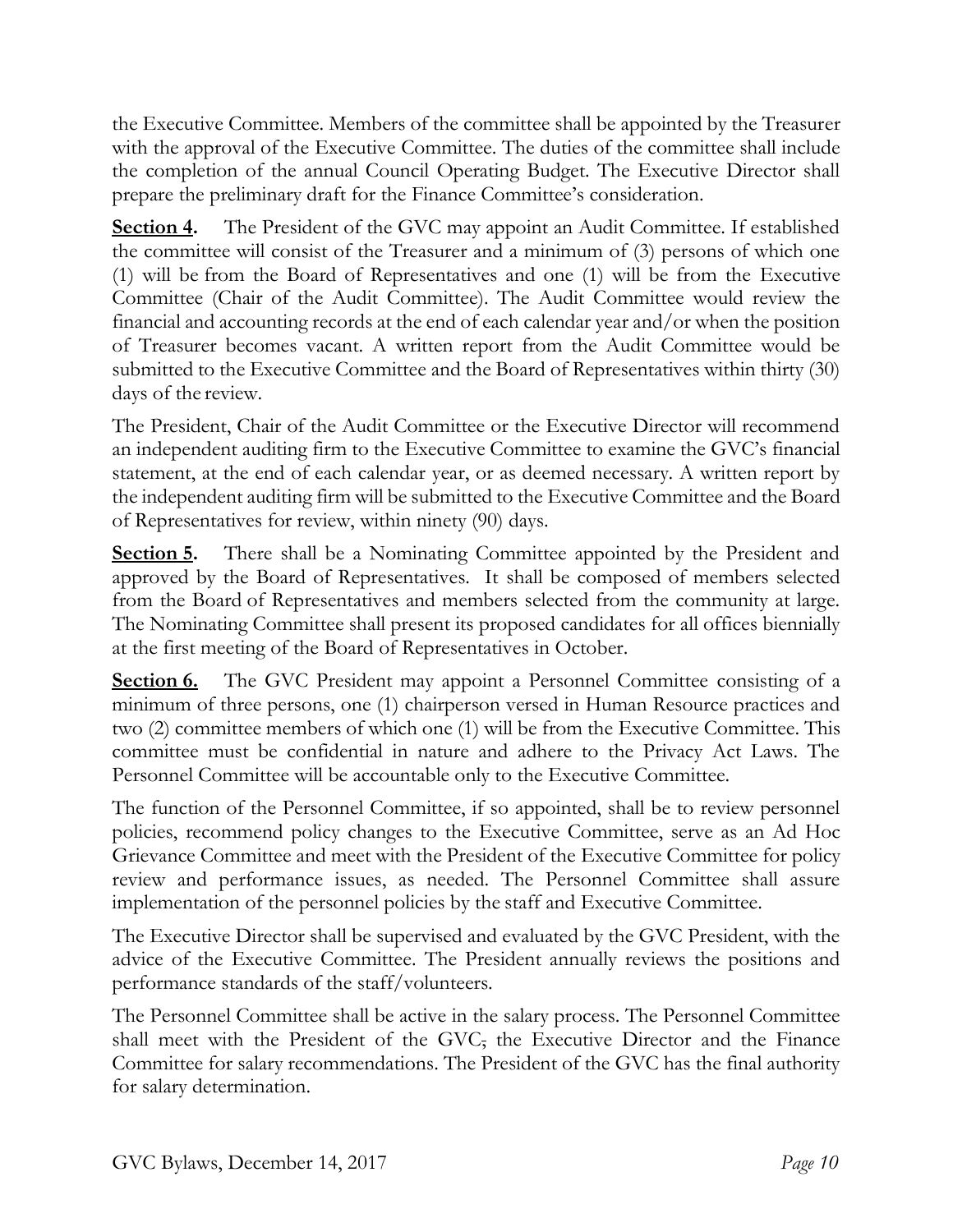the Executive Committee. Members of the committee shall be appointed by the Treasurer with the approval of the Executive Committee. The duties of the committee shall include the completion of the annual Council Operating Budget. The Executive Director shall prepare the preliminary draft for the Finance Committee's consideration.

**Section 4.** The President of the GVC may appoint an Audit Committee. If established the committee will consist of the Treasurer and a minimum of (3) persons of which one (1) will be from the Board of Representatives and one (1) will be from the Executive Committee (Chair of the Audit Committee). The Audit Committee would review the financial and accounting records at the end of each calendar year and/or when the position of Treasurer becomes vacant. A written report from the Audit Committee would be submitted to the Executive Committee and the Board of Representatives within thirty (30) days of the review.

The President, Chair of the Audit Committee or the Executive Director will recommend an independent auditing firm to the Executive Committee to examine the GVC's financial statement, at the end of each calendar year, or as deemed necessary. A written report by the independent auditing firm will be submitted to the Executive Committee and the Board of Representatives for review, within ninety (90) days.

**Section 5.** There shall be a Nominating Committee appointed by the President and approved by the Board of Representatives. It shall be composed of members selected from the Board of Representatives and members selected from the community at large. The Nominating Committee shall present its proposed candidates for all offices biennially at the first meeting of the Board of Representatives in October.

**Section 6.** The GVC President may appoint a Personnel Committee consisting of a minimum of three persons, one (1) chairperson versed in Human Resource practices and two (2) committee members of which one (1) will be from the Executive Committee. This committee must be confidential in nature and adhere to the Privacy Act Laws. The Personnel Committee will be accountable only to the Executive Committee.

The function of the Personnel Committee, if so appointed, shall be to review personnel policies, recommend policy changes to the Executive Committee, serve as an Ad Hoc Grievance Committee and meet with the President of the Executive Committee for policy review and performance issues, as needed. The Personnel Committee shall assure implementation of the personnel policies by the staff and Executive Committee.

The Executive Director shall be supervised and evaluated by the GVC President, with the advice of the Executive Committee. The President annually reviews the positions and performance standards of the staff/volunteers.

The Personnel Committee shall be active in the salary process. The Personnel Committee shall meet with the President of the GVC, the Executive Director and the Finance Committee for salary recommendations. The President of the GVC has the final authority for salary determination.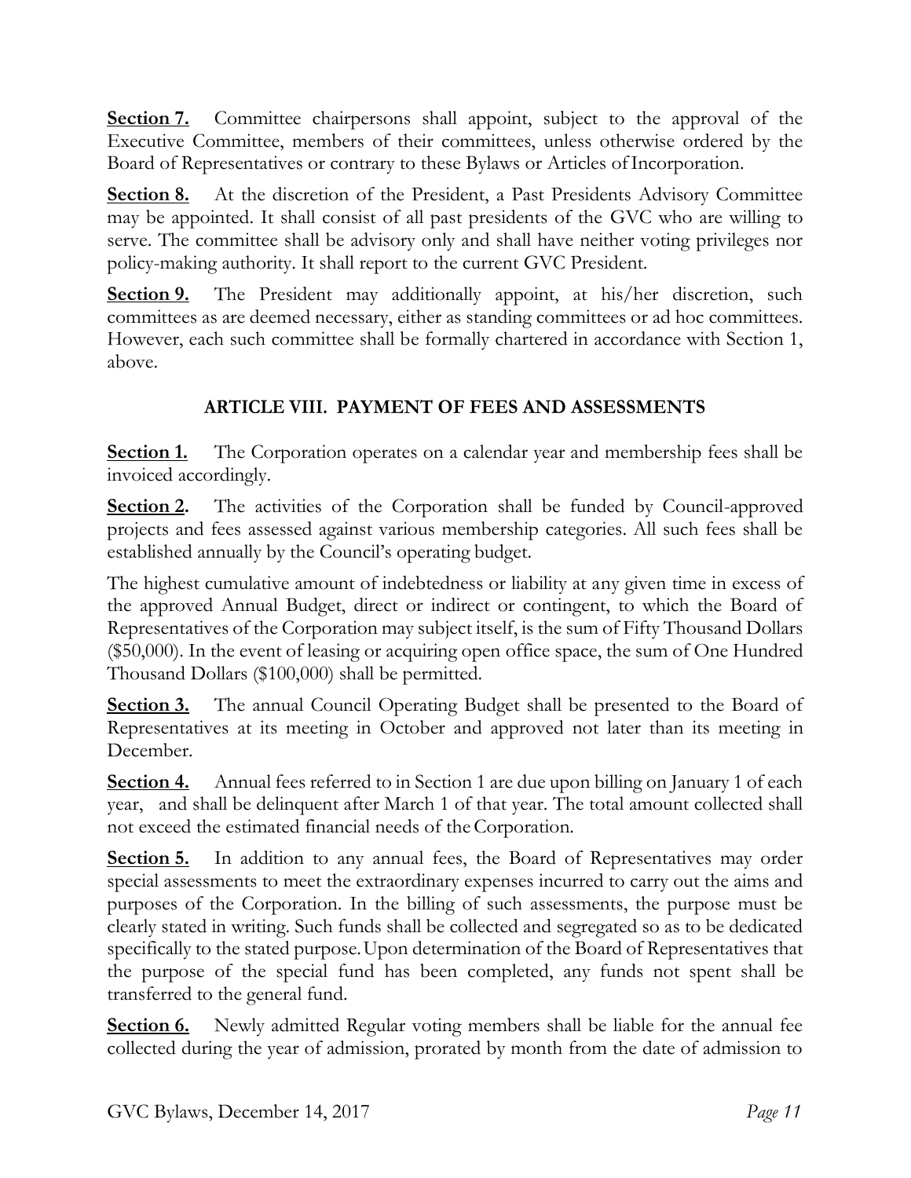**Section 7.** Committee chairpersons shall appoint, subject to the approval of the Executive Committee, members of their committees, unless otherwise ordered by the Board of Representatives or contrary to these Bylaws or Articles of Incorporation.

**Section 8.** At the discretion of the President, a Past Presidents Advisory Committee may be appointed. It shall consist of all past presidents of the GVC who are willing to serve. The committee shall be advisory only and shall have neither voting privileges nor policy-making authority. It shall report to the current GVC President.

**Section 9.** The President may additionally appoint, at his/her discretion, such committees as are deemed necessary, either as standing committees or ad hoc committees. However, each such committee shall be formally chartered in accordance with Section 1, above.

## ARTICLE VIII. PAYMENT OF FEES AND ASSESSMENTS

**Section 1.** The Corporation operates on a calendar year and membership fees shall be invoiced accordingly.

**Section 2.** The activities of the Corporation shall be funded by Council-approved projects and fees assessed against various membership categories. All such fees shall be established annually by the Council's operating budget.

The highest cumulative amount of indebtedness or liability at any given time in excess of the approved Annual Budget, direct or indirect or contingent, to which the Board of Representatives of the Corporation may subject itself, is the sum of Fifty Thousand Dollars ($50,000). In the event of leasing or acquiring open office space, the sum of One Hundred Thousand Dollars ($100,000) shall be permitted.

**Section 3.** The annual Council Operating Budget shall be presented to the Board of Representatives at its meeting in October and approved not later than its meeting in December.

**Section 4.** Annual fees referred to in Section 1 are due upon billing on January 1 of each year, and shall be delinquent after March 1 of that year. The total amount collected shall not exceed the estimated financial needs of the Corporation.

**Section 5.** In addition to any annual fees, the Board of Representatives may order special assessments to meet the extraordinary expenses incurred to carry out the aims and purposes of the Corporation. In the billing of such assessments, the purpose must be clearly stated in writing. Such funds shall be collected and segregated so as to be dedicated specifically to the stated purpose. Upon determination of the Board of Representatives that the purpose of the special fund has been completed, any funds not spent shall be transferred to the general fund.

**Section 6.** Newly admitted Regular voting members shall be liable for the annual fee collected during the year of admission, prorated by month from the date of admission to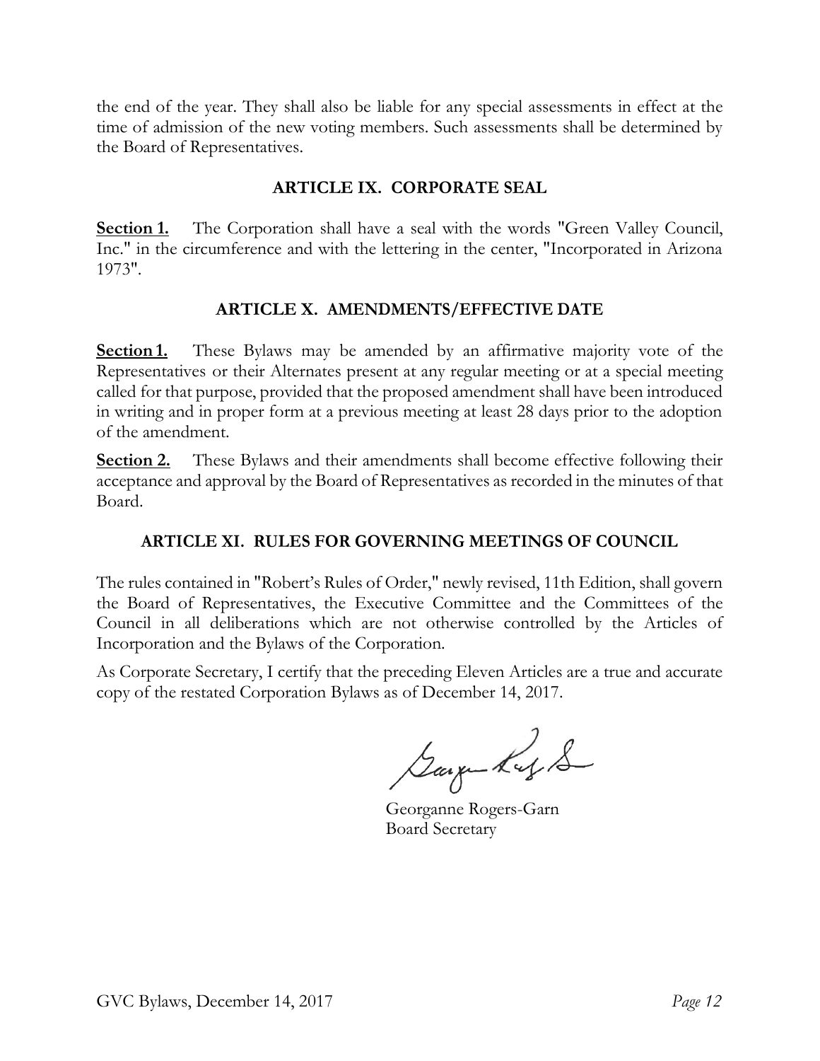the end of the year. They shall also be liable for any special assessments in effect at the time of admission of the new voting members. Such assessments shall be determined by the Board of Representatives.

## ARTICLE IX. CORPORATE SEAL

**Section 1.** The Corporation shall have a seal with the words "Green Valley Council, Inc." in the circumference and with the lettering in the center, "Incorporated in Arizona 1973".

## ARTICLE X. AMENDMENTS/EFFECTIVE DATE

**Section 1.** These Bylaws may be amended by an affirmative majority vote of the Representatives or their Alternates present at any regular meeting or at a special meeting called for that purpose, provided that the proposed amendment shall have been introduced in writing and in proper form at a previous meeting at least 28 days prior to the adoption of the amendment.

**Section 2.** These Bylaws and their amendments shall become effective following their acceptance and approval by the Board of Representatives as recorded in the minutes of that Board.

## ARTICLE XI. RULES FOR GOVERNING MEETINGS OF COUNCIL

The rules contained in "Robert's Rules of Order," newly revised, 11th Edition, shall govern the Board of Representatives, the Executive Committee and the Committees of the Council in all deliberations which are not otherwise controlled by the Articles of Incorporation and the Bylaws of the Corporation.

As Corporate Secretary, I certify that the preceding Eleven Articles are a true and accurate copy of the restated Corporation Bylaws as of December 14, 2017.

Georganne Rogers-Garn
Board Secretary